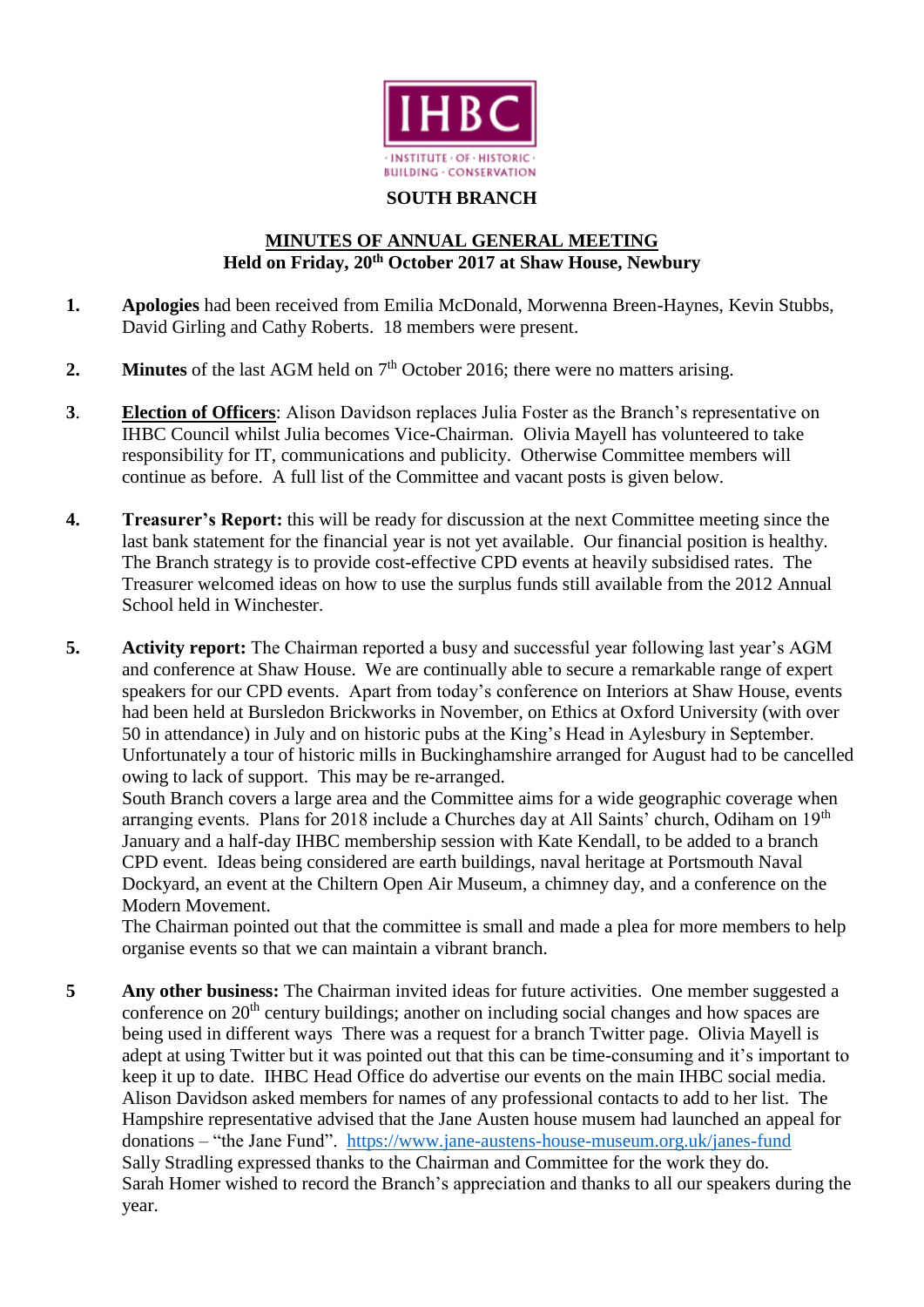IHBC

INSTITUTE · OF · HISTORIC · BUILDING · CONSERVATION

**SOUTH BRANCH**

**MINUTES OF ANNUAL GENERAL MEETING**
**Held on Friday, 20th October 2017 at Shaw House, Newbury**

1. **Apologies** had been received from Emilia McDonald, Morwenna Breen-Haynes, Kevin Stubbs, David Girling and Cathy Roberts. 18 members were present.

2. **Minutes** of the last AGM held on 7th October 2016; there were no matters arising.

3. **Election of Officers**: Alison Davidson replaces Julia Foster as the Branch's representative on IHBC Council whilst Julia becomes Vice-Chairman. Olivia Mayell has volunteered to take responsibility for IT, communications and publicity. Otherwise Committee members will continue as before. A full list of the Committee and vacant posts is given below.

4. **Treasurer's Report:** this will be ready for discussion at the next Committee meeting since the last bank statement for the financial year is not yet available. Our financial position is healthy. The Branch strategy is to provide cost-effective CPD events at heavily subsidised rates. The Treasurer welcomed ideas on how to use the surplus funds still available from the 2012 Annual School held in Winchester.

5. **Activity report:** The Chairman reported a busy and successful year following last year's AGM and conference at Shaw House. We are continually able to secure a remarkable range of expert speakers for our CPD events. Apart from today's conference on Interiors at Shaw House, events had been held at Bursledon Brickworks in November, on Ethics at Oxford University (with over 50 in attendance) in July and on historic pubs at the King's Head in Aylesbury in September. Unfortunately a tour of historic mills in Buckinghamshire arranged for August had to be cancelled owing to lack of support. This may be re-arranged.
   South Branch covers a large area and the Committee aims for a wide geographic coverage when arranging events. Plans for 2018 include a Churches day at All Saints' church, Odiham on 19th January and a half-day IHBC membership session with Kate Kendall, to be added to a branch CPD event. Ideas being considered are earth buildings, naval heritage at Portsmouth Naval Dockyard, an event at the Chiltern Open Air Museum, a chimney day, and a conference on the Modern Movement.
   The Chairman pointed out that the committee is small and made a plea for more members to help organise events so that we can maintain a vibrant branch.

5 **Any other business:** The Chairman invited ideas for future activities. One member suggested a conference on 20th century buildings; another on including social changes and how spaces are being used in different ways There was a request for a branch Twitter page. Olivia Mayell is adept at using Twitter but it was pointed out that this can be time-consuming and it's important to keep it up to date. IHBC Head Office do advertise our events on the main IHBC social media. Alison Davidson asked members for names of any professional contacts to add to her list. The Hampshire representative advised that the Jane Austen house musem had launched an appeal for donations – "the Jane Fund". https://www.jane-austens-house-museum.org.uk/janes-fund
   Sally Stradling expressed thanks to the Chairman and Committee for the work they do.
   Sarah Homer wished to record the Branch's appreciation and thanks to all our speakers during the year.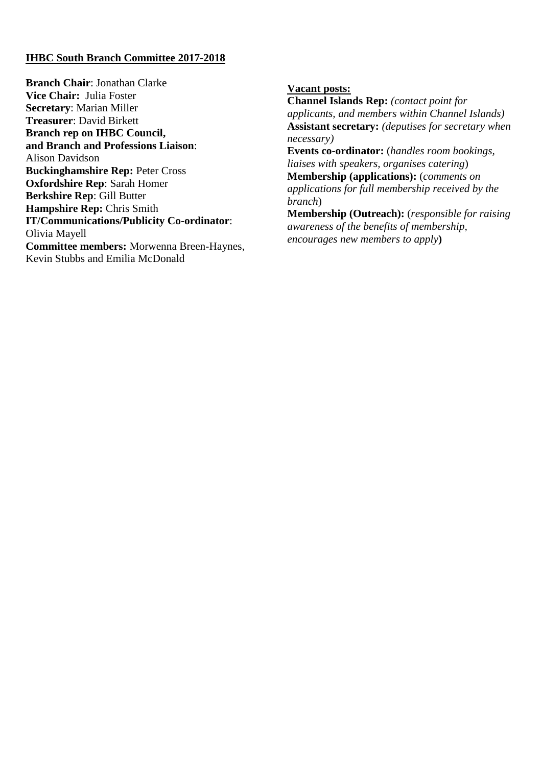**IHBC South Branch Committee 2017-2018**

**Branch Chair**: Jonathan Clarke
**Vice Chair:** Julia Foster
**Secretary**: Marian Miller
**Treasurer**: David Birkett
**Branch rep on IHBC Council, and Branch and Professions Liaison**: Alison Davidson
**Buckinghamshire Rep:** Peter Cross
**Oxfordshire Rep**: Sarah Homer
**Berkshire Rep**: Gill Butter
**Hampshire Rep:** Chris Smith
**IT/Communications/Publicity Co-ordinator**: Olivia Mayell
**Committee members:** Morwenna Breen-Haynes, Kevin Stubbs and Emilia McDonald

**Vacant posts:**
**Channel Islands Rep:** *(contact point for applicants, and members within Channel Islands)*
**Assistant secretary:** *(deputises for secretary when necessary)*
**Events co-ordinator:** (*handles room bookings, liaises with speakers, organises catering*)
**Membership (applications):** (*comments on applications for full membership received by the branch*)
**Membership (Outreach):** (*responsible for raising awareness of the benefits of membership, encourages new members to apply*)